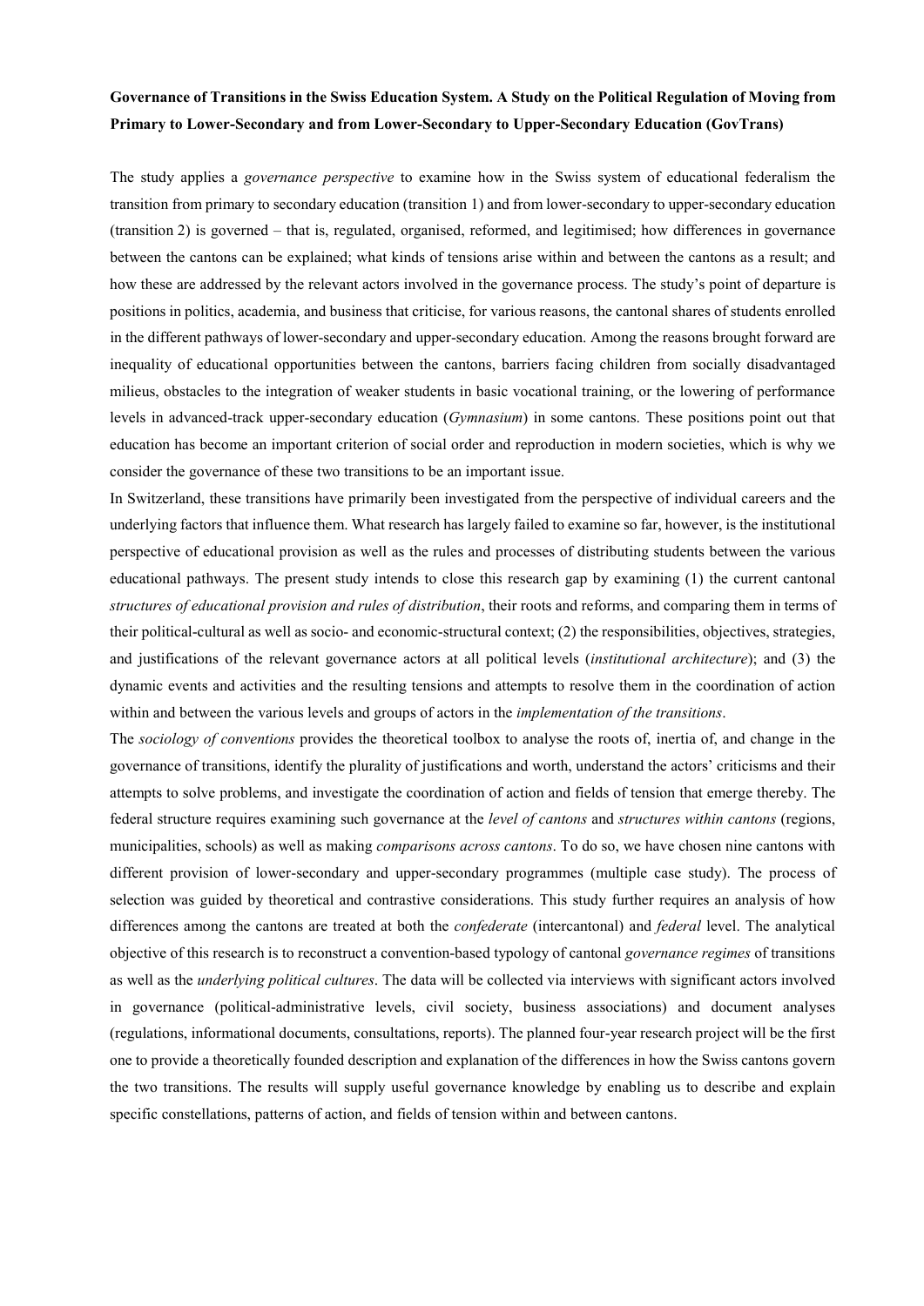**Governance of Transitions in the Swiss Education System. A Study on the Political Regulation of Moving from Primary to Lower-Secondary and from Lower-Secondary to Upper-Secondary Education (GovTrans)**

The study applies a *governance perspective* to examine how in the Swiss system of educational federalism the transition from primary to secondary education (transition 1) and from lower-secondary to upper-secondary education (transition 2) is governed – that is, regulated, organised, reformed, and legitimised; how differences in governance between the cantons can be explained; what kinds of tensions arise within and between the cantons as a result; and how these are addressed by the relevant actors involved in the governance process. The study's point of departure is positions in politics, academia, and business that criticise, for various reasons, the cantonal shares of students enrolled in the different pathways of lower-secondary and upper-secondary education. Among the reasons brought forward are inequality of educational opportunities between the cantons, barriers facing children from socially disadvantaged milieus, obstacles to the integration of weaker students in basic vocational training, or the lowering of performance levels in advanced-track upper-secondary education (*Gymnasium*) in some cantons. These positions point out that education has become an important criterion of social order and reproduction in modern societies, which is why we consider the governance of these two transitions to be an important issue.

In Switzerland, these transitions have primarily been investigated from the perspective of individual careers and the underlying factors that influence them. What research has largely failed to examine so far, however, is the institutional perspective of educational provision as well as the rules and processes of distributing students between the various educational pathways. The present study intends to close this research gap by examining (1) the current cantonal *structures of educational provision and rules of distribution*, their roots and reforms, and comparing them in terms of their political-cultural as well as socio- and economic-structural context; (2) the responsibilities, objectives, strategies, and justifications of the relevant governance actors at all political levels (*institutional architecture*); and (3) the dynamic events and activities and the resulting tensions and attempts to resolve them in the coordination of action within and between the various levels and groups of actors in the *implementation of the transitions*.

The *sociology of conventions* provides the theoretical toolbox to analyse the roots of, inertia of, and change in the governance of transitions, identify the plurality of justifications and worth, understand the actors' criticisms and their attempts to solve problems, and investigate the coordination of action and fields of tension that emerge thereby. The federal structure requires examining such governance at the *level of cantons* and *structures within cantons* (regions, municipalities, schools) as well as making *comparisons across cantons*. To do so, we have chosen nine cantons with different provision of lower-secondary and upper-secondary programmes (multiple case study). The process of selection was guided by theoretical and contrastive considerations. This study further requires an analysis of how differences among the cantons are treated at both the *confederate* (intercantonal) and *federal* level. The analytical objective of this research is to reconstruct a convention-based typology of cantonal *governance regimes* of transitions as well as the *underlying political cultures*. The data will be collected via interviews with significant actors involved in governance (political-administrative levels, civil society, business associations) and document analyses (regulations, informational documents, consultations, reports). The planned four-year research project will be the first one to provide a theoretically founded description and explanation of the differences in how the Swiss cantons govern the two transitions. The results will supply useful governance knowledge by enabling us to describe and explain specific constellations, patterns of action, and fields of tension within and between cantons.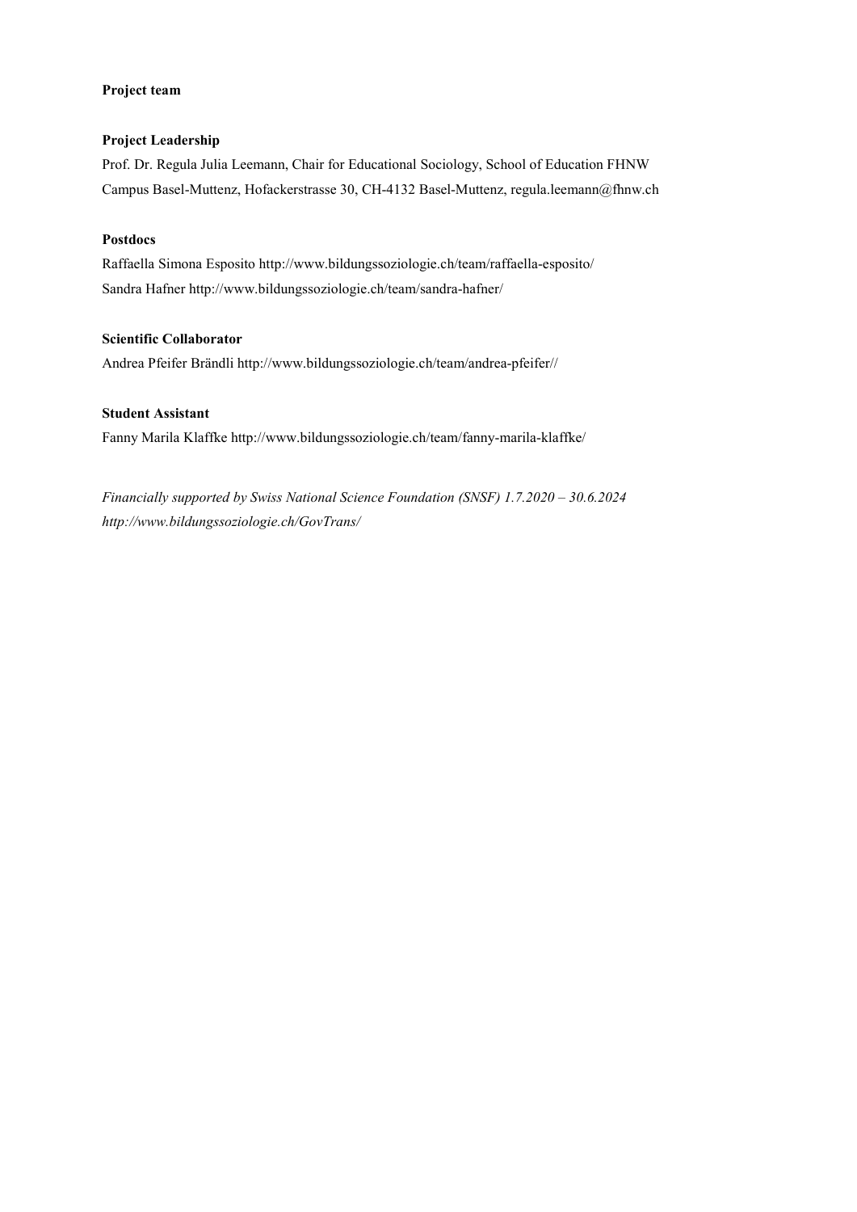**Project team**

**Project Leadership**

Prof. Dr. Regula Julia Leemann, Chair for Educational Sociology, School of Education FHNW Campus Basel-Muttenz, Hofackerstrasse 30, CH-4132 Basel-Muttenz, regula.leemann@fhnw.ch

**Postdocs**

Raffaella Simona Esposito http://www.bildungssoziologie.ch/team/raffaella-esposito/
Sandra Hafner http://www.bildungssoziologie.ch/team/sandra-hafner/

**Scientific Collaborator**

Andrea Pfeifer Brändli http://www.bildungssoziologie.ch/team/andrea-pfeifer//

**Student Assistant**

Fanny Marila Klaffke http://www.bildungssoziologie.ch/team/fanny-marila-klaffke/

*Financially supported by Swiss National Science Foundation (SNSF) 1.7.2020 – 30.6.2024*
*http://www.bildungssoziologie.ch/GovTrans/*